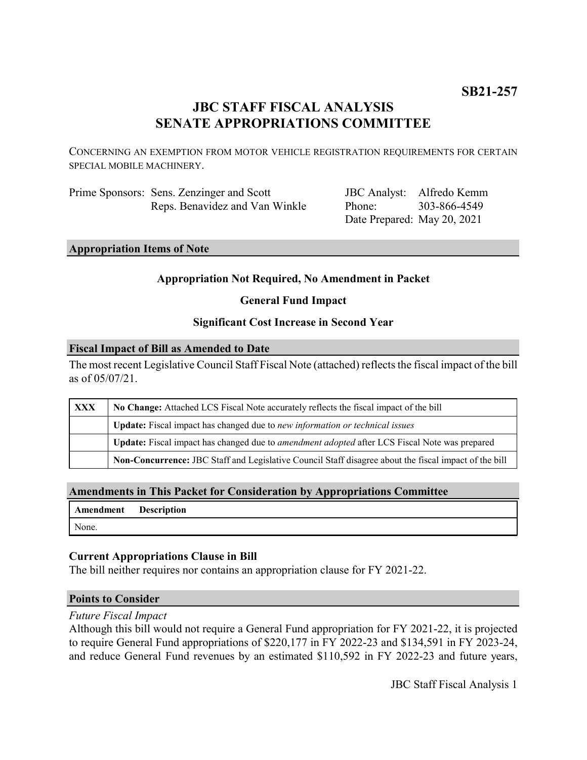**SB21-257**

# JBC STAFF FISCAL ANALYSIS
# SENATE APPROPRIATIONS COMMITTEE

CONCERNING AN EXEMPTION FROM MOTOR VEHICLE REGISTRATION REQUIREMENTS FOR CERTAIN SPECIAL MOBILE MACHINERY.

| | | | |
|---|---|---|---|
| Prime Sponsors: | Sens. Zenzinger and Scott<br>Reps. Benavidez and Van Winkle | JBC Analyst:<br>Phone:<br>Date Prepared: | Alfredo Kemm<br>303-866-4549<br>May 20, 2021 |

## Appropriation Items of Note

**Appropriation Not Required, No Amendment in Packet**

**General Fund Impact**

**Significant Cost Increase in Second Year**

## Fiscal Impact of Bill as Amended to Date

The most recent Legislative Council Staff Fiscal Note (attached) reflects the fiscal impact of the bill as of 05/07/21.

| | |
|---|---|
| **XXX** | **No Change:** Attached LCS Fiscal Note accurately reflects the fiscal impact of the bill |
| | **Update:** Fiscal impact has changed due to *new information or technical issues* |
| | **Update:** Fiscal impact has changed due to *amendment adopted* after LCS Fiscal Note was prepared |
| | **Non-Concurrence:** JBC Staff and Legislative Council Staff disagree about the fiscal impact of the bill |

## Amendments in This Packet for Consideration by Appropriations Committee

| Amendment | Description |
|---|---|
| None. | |

### Current Appropriations Clause in Bill

The bill neither requires nor contains an appropriation clause for FY 2021-22.

## Points to Consider

*Future Fiscal Impact*

Although this bill would not require a General Fund appropriation for FY 2021-22, it is projected to require General Fund appropriations of $220,177 in FY 2022-23 and $134,591 in FY 2023-24, and reduce General Fund revenues by an estimated $110,592 in FY 2022-23 and future years,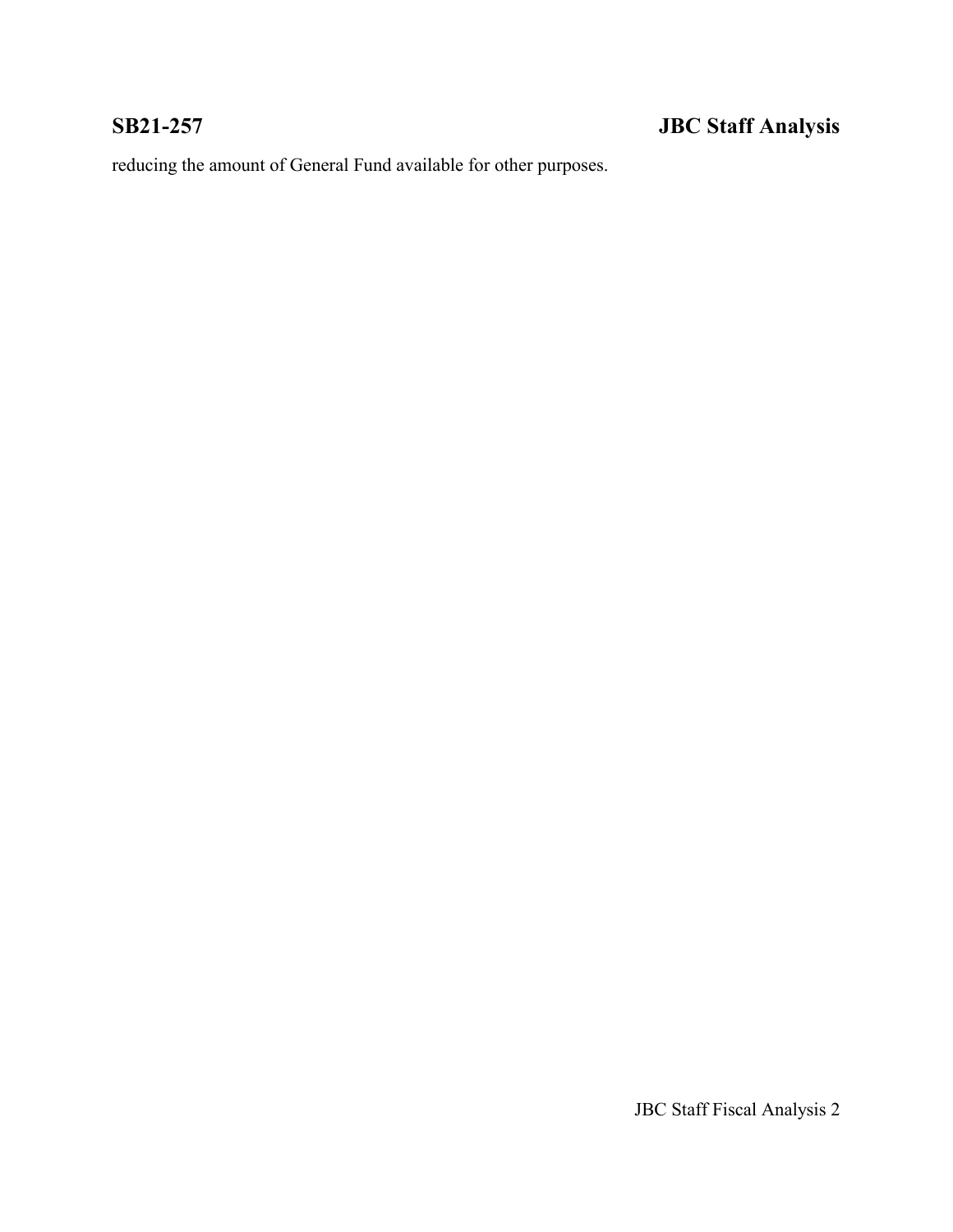reducing the amount of General Fund available for other purposes.